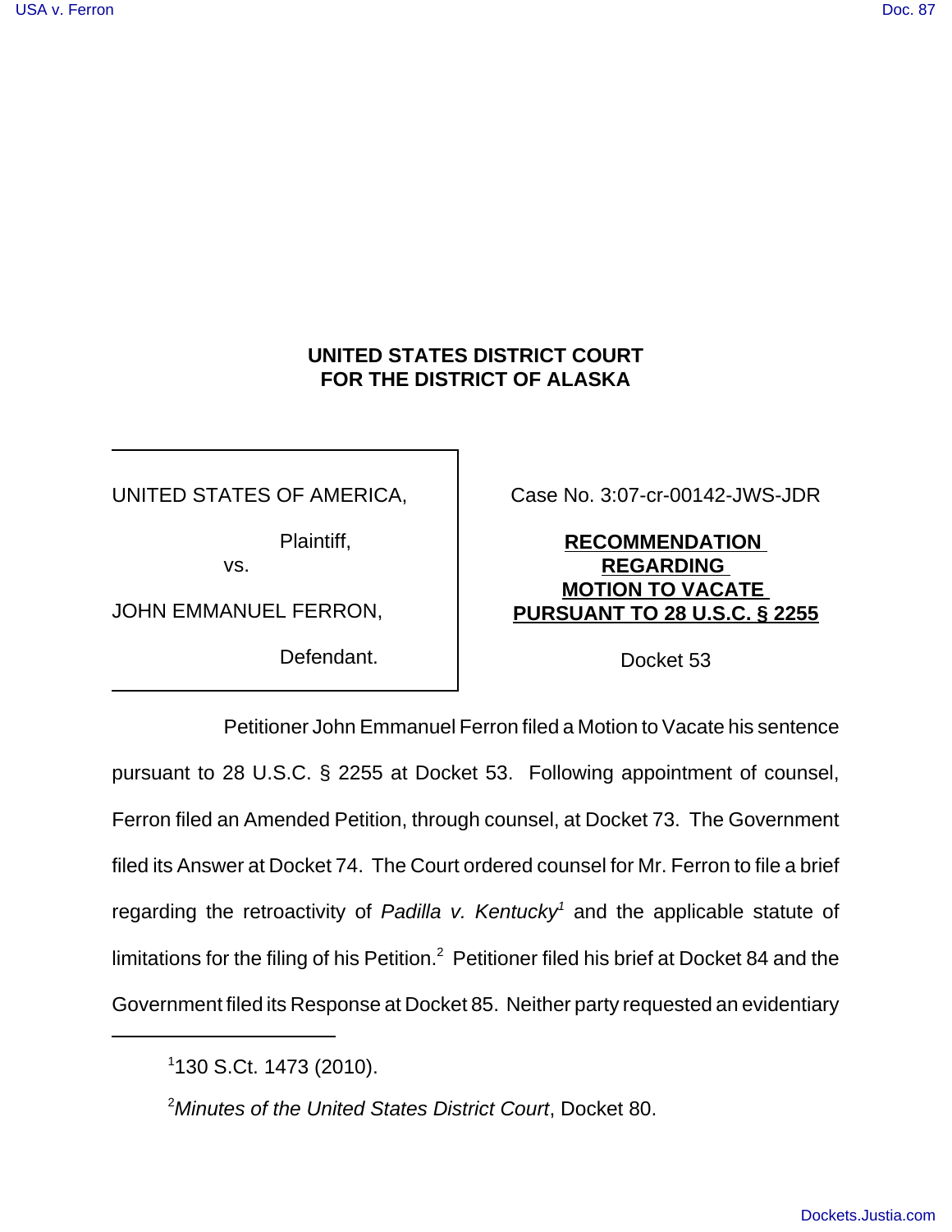**UNITED STATES DISTRICT COURT**
**FOR THE DISTRICT OF ALASKA**

| | |
|---|---|
| UNITED STATES OF AMERICA,<br><br>Plaintiff,<br>vs.<br><br>JOHN EMMANUEL FERRON,<br><br>Defendant. | Case No. 3:07-cr-00142-JWS-JDR<br><br>**RECOMMENDATION REGARDING MOTION TO VACATE PURSUANT TO 28 U.S.C. § 2255**<br><br>Docket 53 |

Petitioner John Emmanuel Ferron filed a Motion to Vacate his sentence pursuant to 28 U.S.C. § 2255 at Docket 53. Following appointment of counsel, Ferron filed an Amended Petition, through counsel, at Docket 73. The Government filed its Answer at Docket 74. The Court ordered counsel for Mr. Ferron to file a brief regarding the retroactivity of *Padilla v. Kentucky*[1] and the applicable statute of limitations for the filing of his Petition.[2] Petitioner filed his brief at Docket 84 and the Government filed its Response at Docket 85. Neither party requested an evidentiary

[1] 130 S.Ct. 1473 (2010).

[2] *Minutes of the United States District Court*, Docket 80.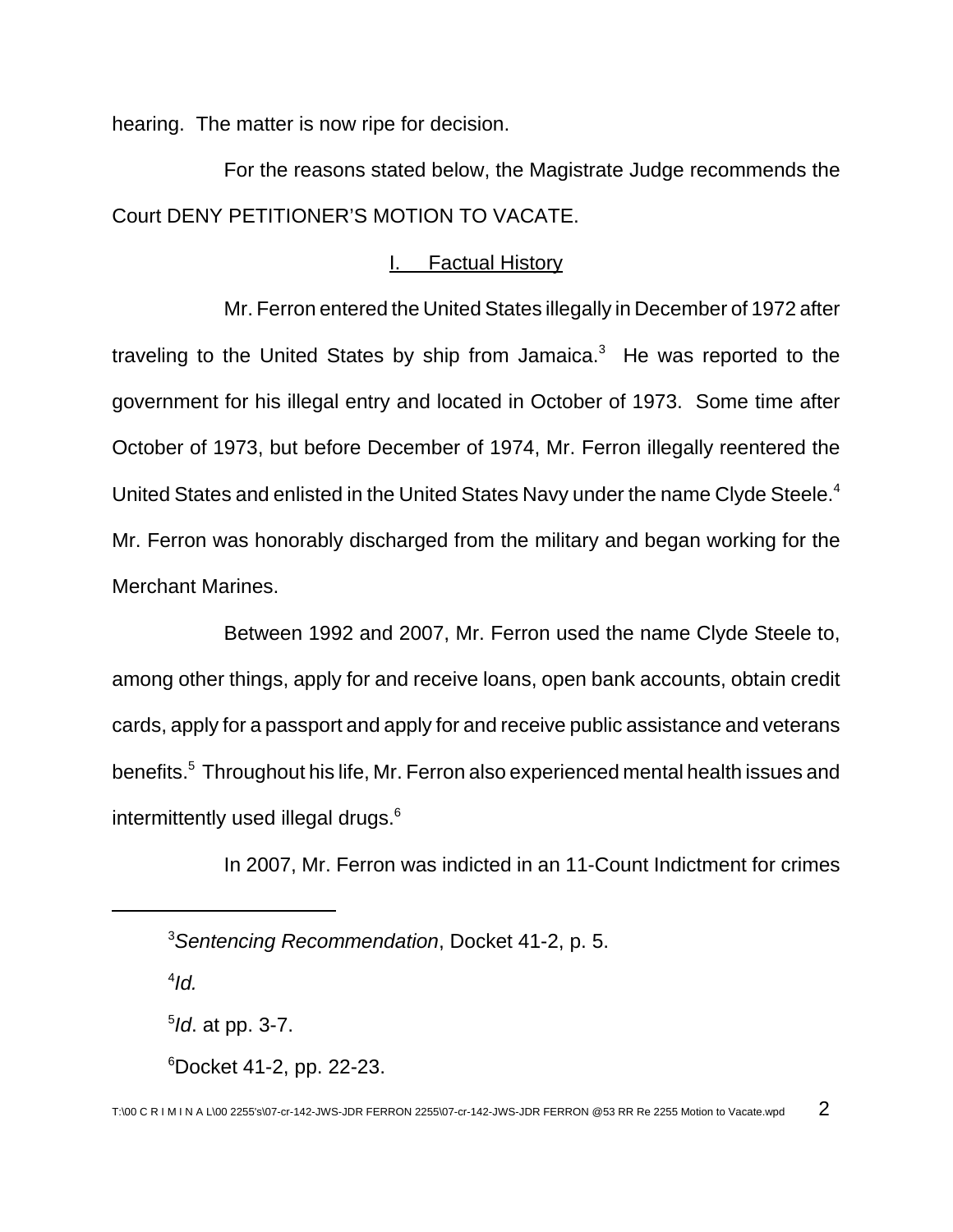hearing. The matter is now ripe for decision.

For the reasons stated below, the Magistrate Judge recommends the Court DENY PETITIONER'S MOTION TO VACATE.

## I. Factual History

Mr. Ferron entered the United States illegally in December of 1972 after traveling to the United States by ship from Jamaica.[3] He was reported to the government for his illegal entry and located in October of 1973. Some time after October of 1973, but before December of 1974, Mr. Ferron illegally reentered the United States and enlisted in the United States Navy under the name Clyde Steele.[4] Mr. Ferron was honorably discharged from the military and began working for the Merchant Marines.

Between 1992 and 2007, Mr. Ferron used the name Clyde Steele to, among other things, apply for and receive loans, open bank accounts, obtain credit cards, apply for a passport and apply for and receive public assistance and veterans benefits.[5] Throughout his life, Mr. Ferron also experienced mental health issues and intermittently used illegal drugs.[6]

In 2007, Mr. Ferron was indicted in an 11-Count Indictment for crimes

---

[3] *Sentencing Recommendation*, Docket 41-2, p. 5.

[4] *Id.*

[5] *Id*. at pp. 3-7.

[6] Docket 41-2, pp. 22-23.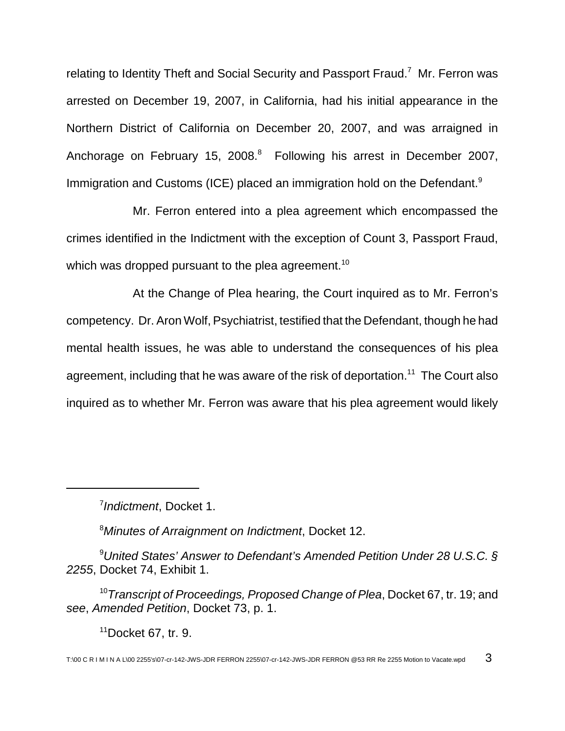relating to Identity Theft and Social Security and Passport Fraud.[7] Mr. Ferron was arrested on December 19, 2007, in California, had his initial appearance in the Northern District of California on December 20, 2007, and was arraigned in Anchorage on February 15, 2008.[8] Following his arrest in December 2007, Immigration and Customs (ICE) placed an immigration hold on the Defendant.[9]

Mr. Ferron entered into a plea agreement which encompassed the crimes identified in the Indictment with the exception of Count 3, Passport Fraud, which was dropped pursuant to the plea agreement.[10]

At the Change of Plea hearing, the Court inquired as to Mr. Ferron's competency. Dr. Aron Wolf, Psychiatrist, testified that the Defendant, though he had mental health issues, he was able to understand the consequences of his plea agreement, including that he was aware of the risk of deportation.[11] The Court also inquired as to whether Mr. Ferron was aware that his plea agreement would likely

---

[7] *Indictment*, Docket 1.

[8] *Minutes of Arraignment on Indictment*, Docket 12.

[9] *United States' Answer to Defendant's Amended Petition Under 28 U.S.C. § 2255*, Docket 74, Exhibit 1.

[10] *Transcript of Proceedings, Proposed Change of Plea*, Docket 67, tr. 19; and *see*, *Amended Petition*, Docket 73, p. 1.

[11] Docket 67, tr. 9.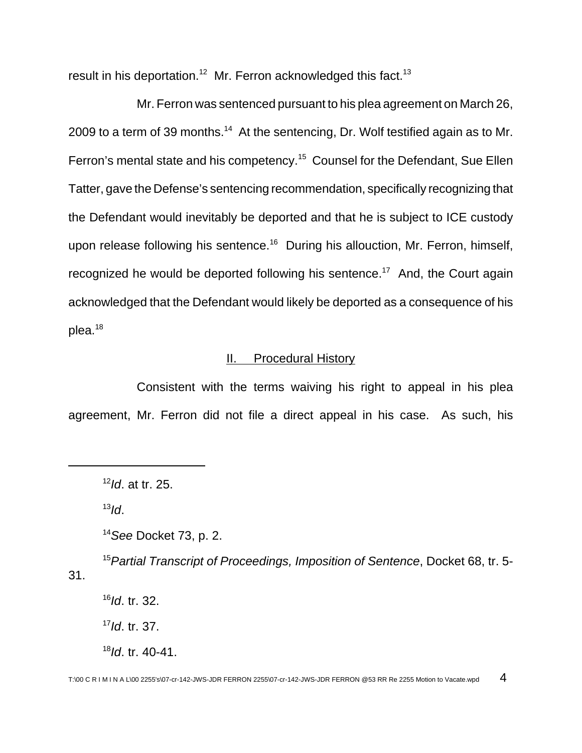result in his deportation.[12] Mr. Ferron acknowledged this fact.[13]

Mr. Ferron was sentenced pursuant to his plea agreement on March 26, 2009 to a term of 39 months.[14] At the sentencing, Dr. Wolf testified again as to Mr. Ferron's mental state and his competency.[15] Counsel for the Defendant, Sue Ellen Tatter, gave the Defense's sentencing recommendation, specifically recognizing that the Defendant would inevitably be deported and that he is subject to ICE custody upon release following his sentence.[16] During his allouction, Mr. Ferron, himself, recognized he would be deported following his sentence.[17] And, the Court again acknowledged that the Defendant would likely be deported as a consequence of his plea.[18]

## II. Procedural History

Consistent with the terms waiving his right to appeal in his plea agreement, Mr. Ferron did not file a direct appeal in his case. As such, his

---

[12] *Id*. at tr. 25.

[13] *Id*.

[14] *See* Docket 73, p. 2.

[15] *Partial Transcript of Proceedings, Imposition of Sentence*, Docket 68, tr. 5-31.

[16] *Id*. tr. 32.

[17] *Id*. tr. 37.

[18] *Id*. tr. 40-41.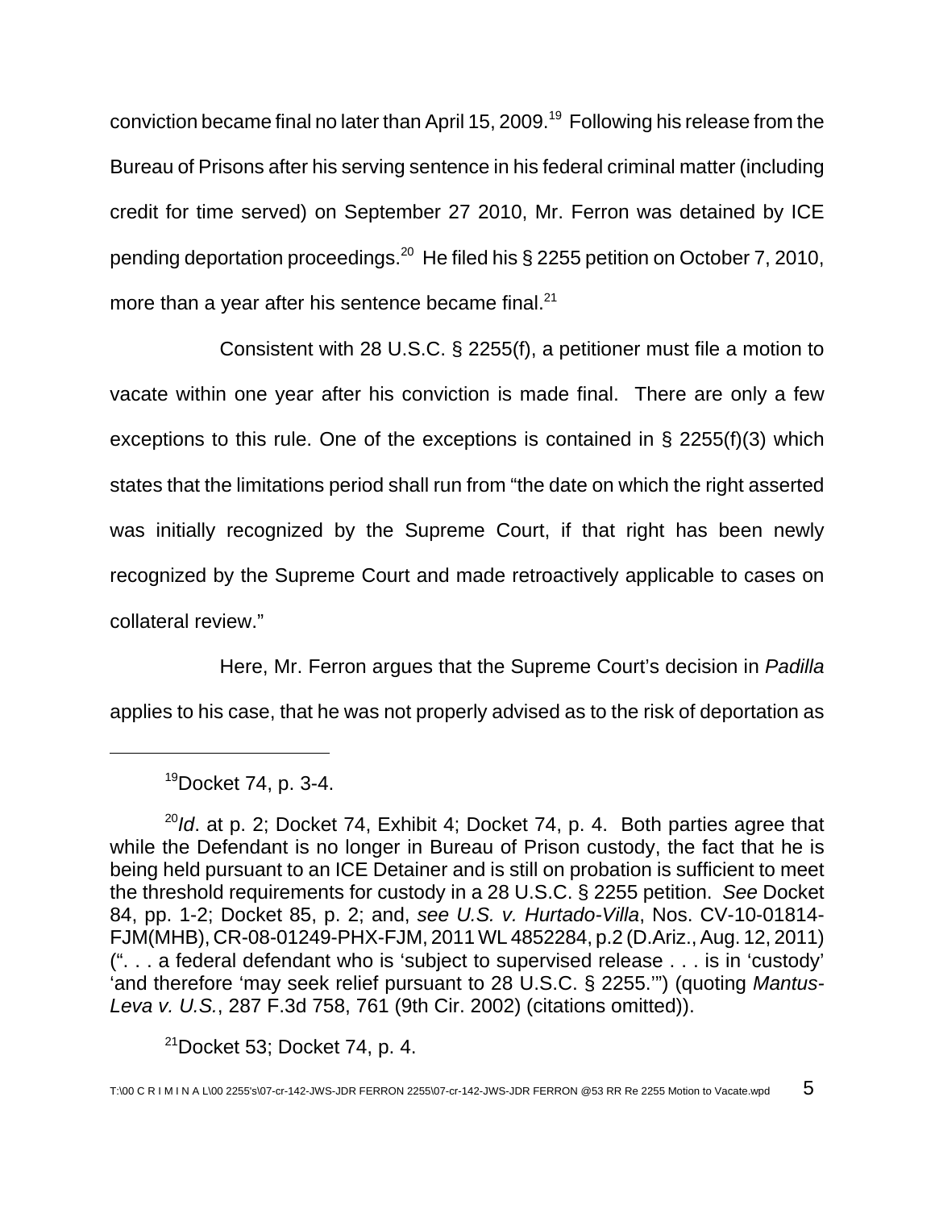conviction became final no later than April 15, 2009.[19] Following his release from the Bureau of Prisons after his serving sentence in his federal criminal matter (including credit for time served) on September 27 2010, Mr. Ferron was detained by ICE pending deportation proceedings.[20] He filed his § 2255 petition on October 7, 2010, more than a year after his sentence became final.[21]

Consistent with 28 U.S.C. § 2255(f), a petitioner must file a motion to vacate within one year after his conviction is made final. There are only a few exceptions to this rule. One of the exceptions is contained in § 2255(f)(3) which states that the limitations period shall run from "the date on which the right asserted was initially recognized by the Supreme Court, if that right has been newly recognized by the Supreme Court and made retroactively applicable to cases on collateral review."

Here, Mr. Ferron argues that the Supreme Court's decision in *Padilla* applies to his case, that he was not properly advised as to the risk of deportation as

---

[19]Docket 74, p. 3-4.

[20]*Id*. at p. 2; Docket 74, Exhibit 4; Docket 74, p. 4. Both parties agree that while the Defendant is no longer in Bureau of Prison custody, the fact that he is being held pursuant to an ICE Detainer and is still on probation is sufficient to meet the threshold requirements for custody in a 28 U.S.C. § 2255 petition. *See* Docket 84, pp. 1-2; Docket 85, p. 2; and, *see U.S. v. Hurtado-Villa*, Nos. CV-10-01814-FJM(MHB), CR-08-01249-PHX-FJM, 2011 WL 4852284, p.2 (D.Ariz., Aug. 12, 2011) (". . . a federal defendant who is 'subject to supervised release . . . is in 'custody' 'and therefore 'may seek relief pursuant to 28 U.S.C. § 2255.'") (quoting *Mantus-Leva v. U.S.*, 287 F.3d 758, 761 (9th Cir. 2002) (citations omitted)).

[21]Docket 53; Docket 74, p. 4.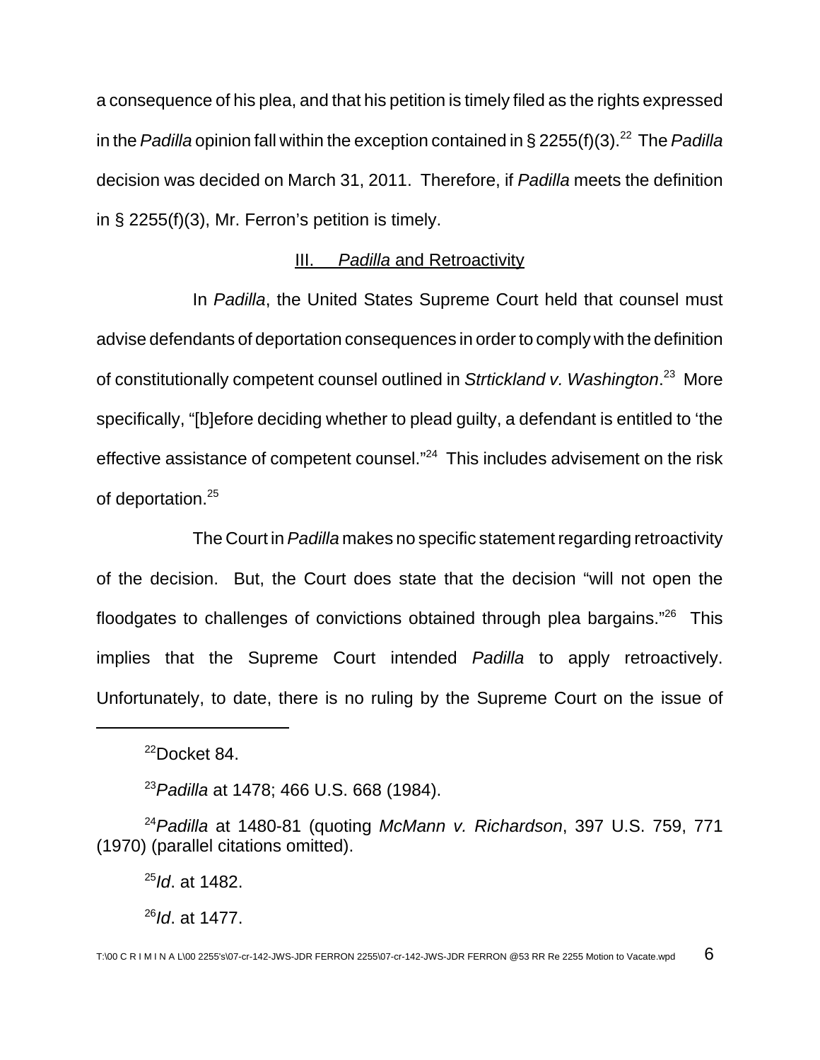a consequence of his plea, and that his petition is timely filed as the rights expressed in the *Padilla* opinion fall within the exception contained in § 2255(f)(3).[22] The *Padilla* decision was decided on March 31, 2011. Therefore, if *Padilla* meets the definition in § 2255(f)(3), Mr. Ferron's petition is timely.

## III. *Padilla* and Retroactivity

In *Padilla*, the United States Supreme Court held that counsel must advise defendants of deportation consequences in order to comply with the definition of constitutionally competent counsel outlined in *Strtickland v. Washington*.[23] More specifically, "[b]efore deciding whether to plead guilty, a defendant is entitled to 'the effective assistance of competent counsel."[24] This includes advisement on the risk of deportation.[25]

The Court in *Padilla* makes no specific statement regarding retroactivity of the decision. But, the Court does state that the decision "will not open the floodgates to challenges of convictions obtained through plea bargains."[26] This implies that the Supreme Court intended *Padilla* to apply retroactively. Unfortunately, to date, there is no ruling by the Supreme Court on the issue of

---

[22]Docket 84.

[23]*Padilla* at 1478; 466 U.S. 668 (1984).

[24]*Padilla* at 1480-81 (quoting *McMann v. Richardson*, 397 U.S. 759, 771 (1970) (parallel citations omitted).

[25]*Id*. at 1482.

[26]*Id*. at 1477.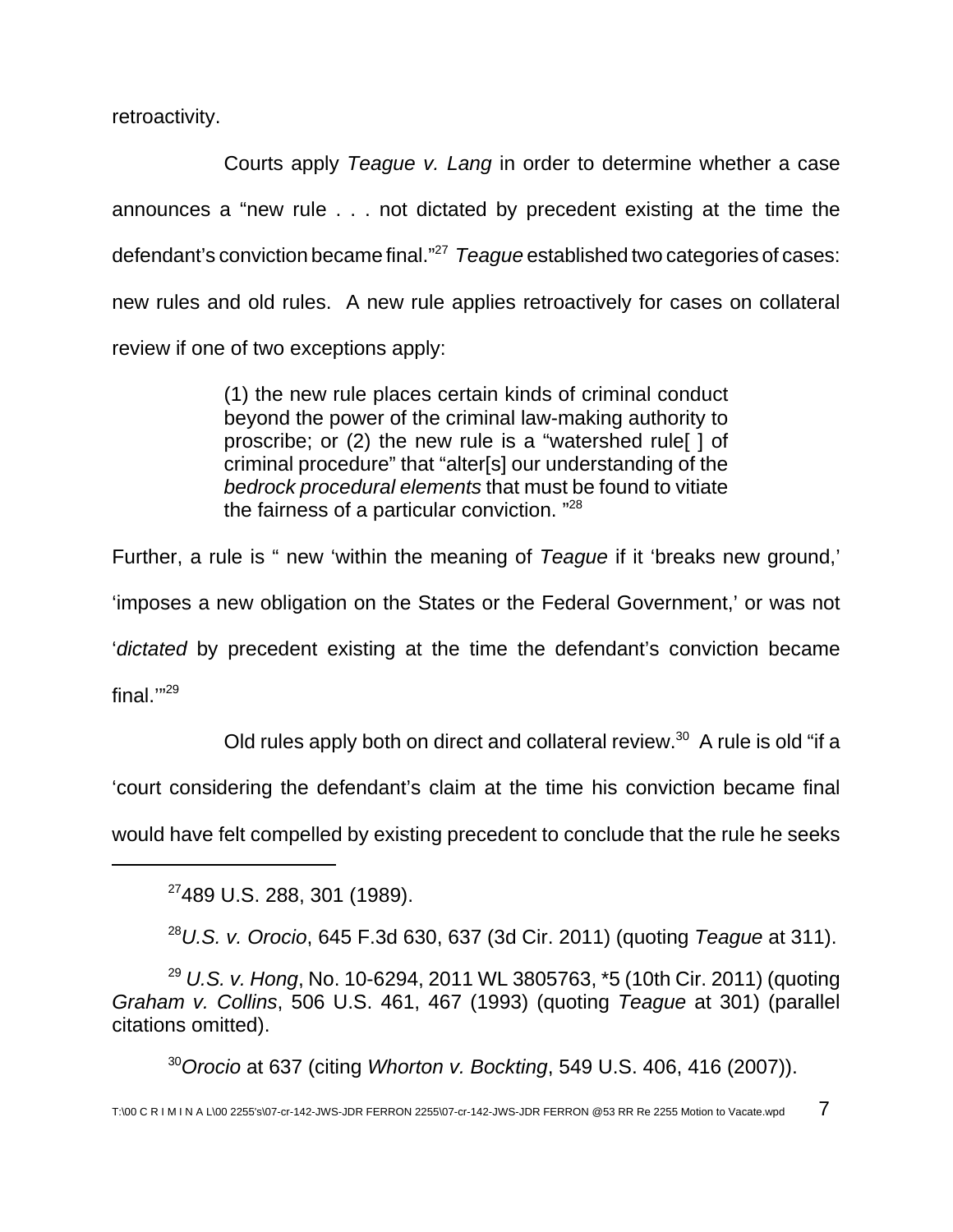retroactivity.

Courts apply *Teague v. Lang* in order to determine whether a case announces a "new rule . . . not dictated by precedent existing at the time the defendant's conviction became final."[27] *Teague* established two categories of cases: new rules and old rules. A new rule applies retroactively for cases on collateral review if one of two exceptions apply:

> (1) the new rule places certain kinds of criminal conduct beyond the power of the criminal law-making authority to proscribe; or (2) the new rule is a "watershed rule[ ] of criminal procedure" that "alter[s] our understanding of the *bedrock procedural elements* that must be found to vitiate the fairness of a particular conviction. "[28]

Further, a rule is " new 'within the meaning of *Teague* if it 'breaks new ground,' 'imposes a new obligation on the States or the Federal Government,' or was not '*dictated* by precedent existing at the time the defendant's conviction became final.'"[29]

Old rules apply both on direct and collateral review.[30] A rule is old "if a 'court considering the defendant's claim at the time his conviction became final would have felt compelled by existing precedent to conclude that the rule he seeks

---

[27] 489 U.S. 288, 301 (1989).

[28] *U.S. v. Orocio*, 645 F.3d 630, 637 (3d Cir. 2011) (quoting *Teague* at 311).

[29] *U.S. v. Hong*, No. 10-6294, 2011 WL 3805763, *5 (10th Cir. 2011) (quoting *Graham v. Collins*, 506 U.S. 461, 467 (1993) (quoting *Teague* at 301) (parallel citations omitted).

[30] *Orocio* at 637 (citing *Whorton v. Bockting*, 549 U.S. 406, 416 (2007)).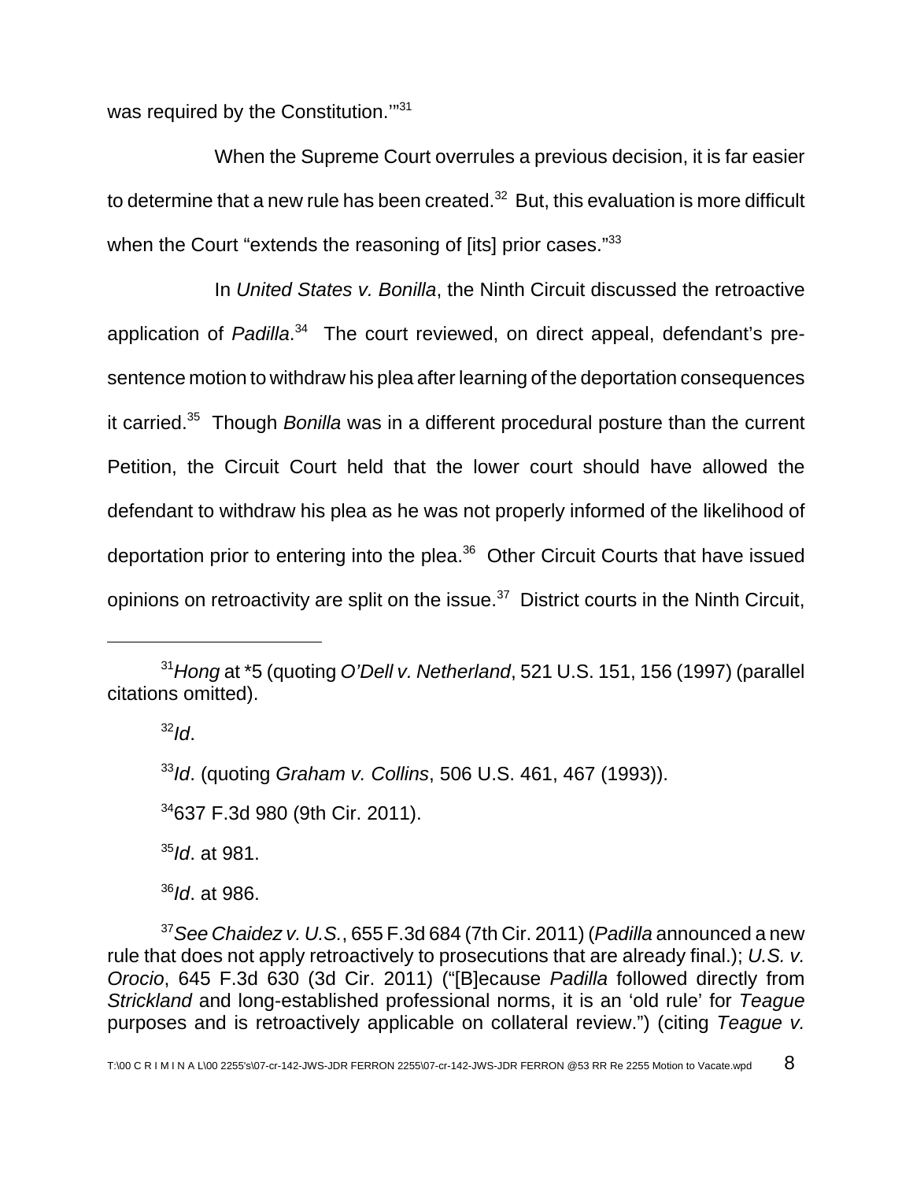was required by the Constitution.'"[31]

When the Supreme Court overrules a previous decision, it is far easier to determine that a new rule has been created.[32] But, this evaluation is more difficult when the Court "extends the reasoning of [its] prior cases."[33]

In *United States v. Bonilla*, the Ninth Circuit discussed the retroactive application of *Padilla*.[34] The court reviewed, on direct appeal, defendant's pre-sentence motion to withdraw his plea after learning of the deportation consequences it carried.[35] Though *Bonilla* was in a different procedural posture than the current Petition, the Circuit Court held that the lower court should have allowed the defendant to withdraw his plea as he was not properly informed of the likelihood of deportation prior to entering into the plea.[36] Other Circuit Courts that have issued opinions on retroactivity are split on the issue.[37] District courts in the Ninth Circuit,

---

[31]*Hong* at *5 (quoting *O'Dell v. Netherland*, 521 U.S. 151, 156 (1997) (parallel citations omitted).

[32]*Id*.

[33]*Id*. (quoting *Graham v. Collins*, 506 U.S. 461, 467 (1993)).

[34]637 F.3d 980 (9th Cir. 2011).

[35]*Id*. at 981.

[36]*Id*. at 986.

[37]*See Chaidez v. U.S.*, 655 F.3d 684 (7th Cir. 2011) (*Padilla* announced a new rule that does not apply retroactively to prosecutions that are already final.); *U.S. v. Orocio*, 645 F.3d 630 (3d Cir. 2011) ("[B]ecause *Padilla* followed directly from *Strickland* and long-established professional norms, it is an 'old rule' for *Teague* purposes and is retroactively applicable on collateral review.") (citing *Teague v.*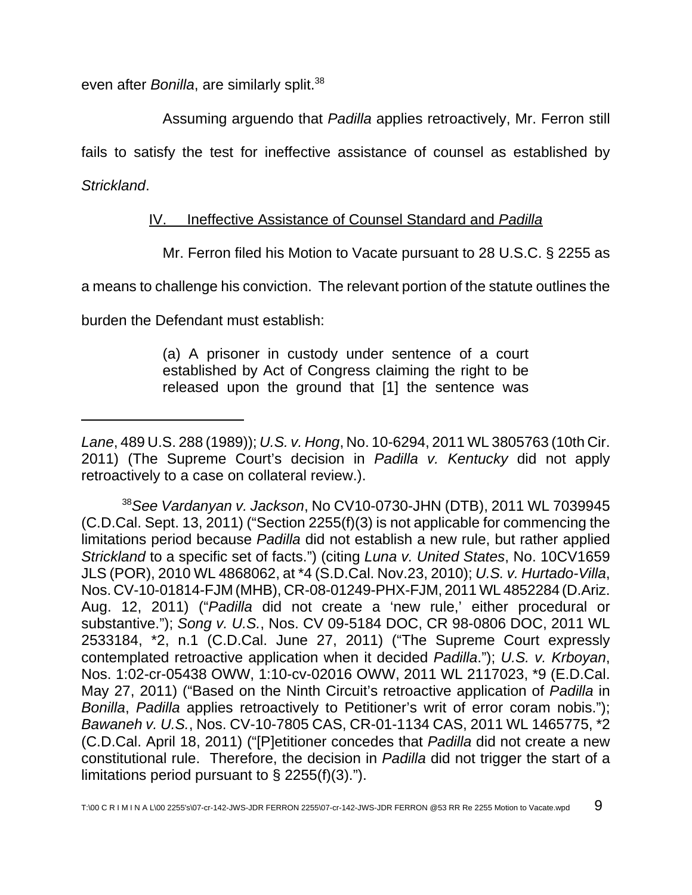even after *Bonilla*, are similarly split.[38]

Assuming arguendo that *Padilla* applies retroactively, Mr. Ferron still fails to satisfy the test for ineffective assistance of counsel as established by *Strickland*.

## IV. Ineffective Assistance of Counsel Standard and *Padilla*

Mr. Ferron filed his Motion to Vacate pursuant to 28 U.S.C. § 2255 as a means to challenge his conviction. The relevant portion of the statute outlines the burden the Defendant must establish:

> (a) A prisoner in custody under sentence of a court established by Act of Congress claiming the right to be released upon the ground that [1] the sentence was

---

*Lane*, 489 U.S. 288 (1989)); *U.S. v. Hong*, No. 10-6294, 2011 WL 3805763 (10th Cir. 2011) (The Supreme Court's decision in *Padilla v. Kentucky* did not apply retroactively to a case on collateral review.).

[38] *See Vardanyan v. Jackson*, No CV10-0730-JHN (DTB), 2011 WL 7039945 (C.D.Cal. Sept. 13, 2011) ("Section 2255(f)(3) is not applicable for commencing the limitations period because *Padilla* did not establish a new rule, but rather applied *Strickland* to a specific set of facts.") (citing *Luna v. United States*, No. 10CV1659 JLS (POR), 2010 WL 4868062, at *4 (S.D.Cal. Nov.23, 2010); *U.S. v. Hurtado-Villa*, Nos. CV-10-01814-FJM (MHB), CR-08-01249-PHX-FJM, 2011 WL 4852284 (D.Ariz. Aug. 12, 2011) ("*Padilla* did not create a 'new rule,' either procedural or substantive."); *Song v. U.S.*, Nos. CV 09-5184 DOC, CR 98-0806 DOC, 2011 WL 2533184, *2, n.1 (C.D.Cal. June 27, 2011) ("The Supreme Court expressly contemplated retroactive application when it decided *Padilla*."); *U.S. v. Krboyan*, Nos. 1:02-cr-05438 OWW, 1:10-cv-02016 OWW, 2011 WL 2117023, *9 (E.D.Cal. May 27, 2011) ("Based on the Ninth Circuit's retroactive application of *Padilla* in *Bonilla*, *Padilla* applies retroactively to Petitioner's writ of error coram nobis."); *Bawaneh v. U.S.*, Nos. CV-10-7805 CAS, CR-01-1134 CAS, 2011 WL 1465775, *2 (C.D.Cal. April 18, 2011) ("[P]etitioner concedes that *Padilla* did not create a new constitutional rule. Therefore, the decision in *Padilla* did not trigger the start of a limitations period pursuant to § 2255(f)(3).").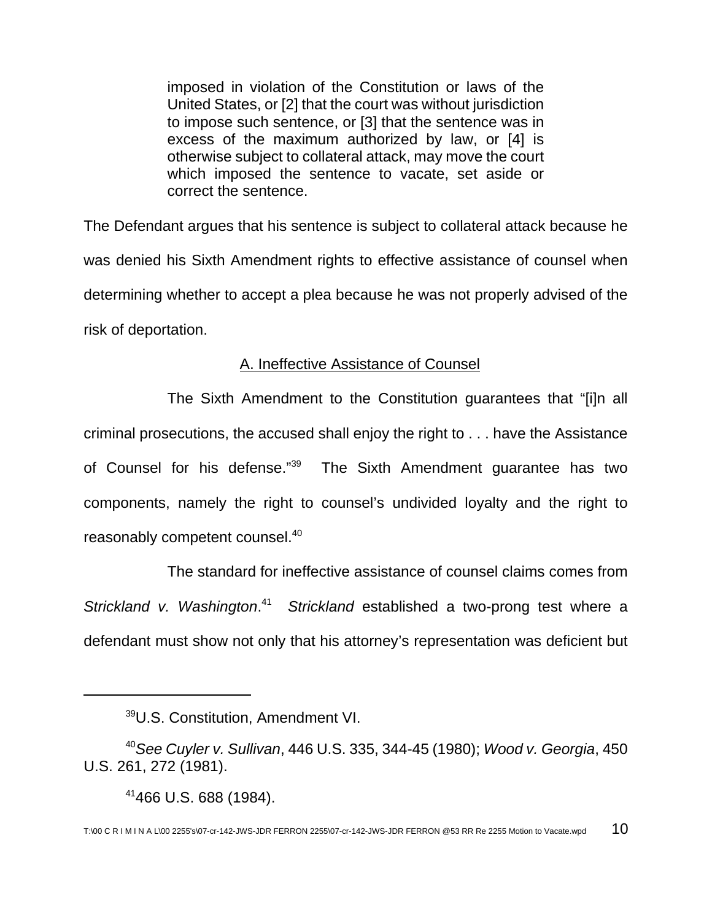> imposed in violation of the Constitution or laws of the United States, or [2] that the court was without jurisdiction to impose such sentence, or [3] that the sentence was in excess of the maximum authorized by law, or [4] is otherwise subject to collateral attack, may move the court which imposed the sentence to vacate, set aside or correct the sentence.

The Defendant argues that his sentence is subject to collateral attack because he was denied his Sixth Amendment rights to effective assistance of counsel when determining whether to accept a plea because he was not properly advised of the risk of deportation.

<u>A. Ineffective Assistance of Counsel</u>

The Sixth Amendment to the Constitution guarantees that "[i]n all criminal prosecutions, the accused shall enjoy the right to . . . have the Assistance of Counsel for his defense."[39] The Sixth Amendment guarantee has two components, namely the right to counsel's undivided loyalty and the right to reasonably competent counsel.[40]

The standard for ineffective assistance of counsel claims comes from *Strickland v. Washington*.[41] *Strickland* established a two-prong test where a defendant must show not only that his attorney's representation was deficient but

---

[39] U.S. Constitution, Amendment VI.

[40] *See Cuyler v. Sullivan*, 446 U.S. 335, 344-45 (1980); *Wood v. Georgia*, 450 U.S. 261, 272 (1981).

[41] 466 U.S. 688 (1984).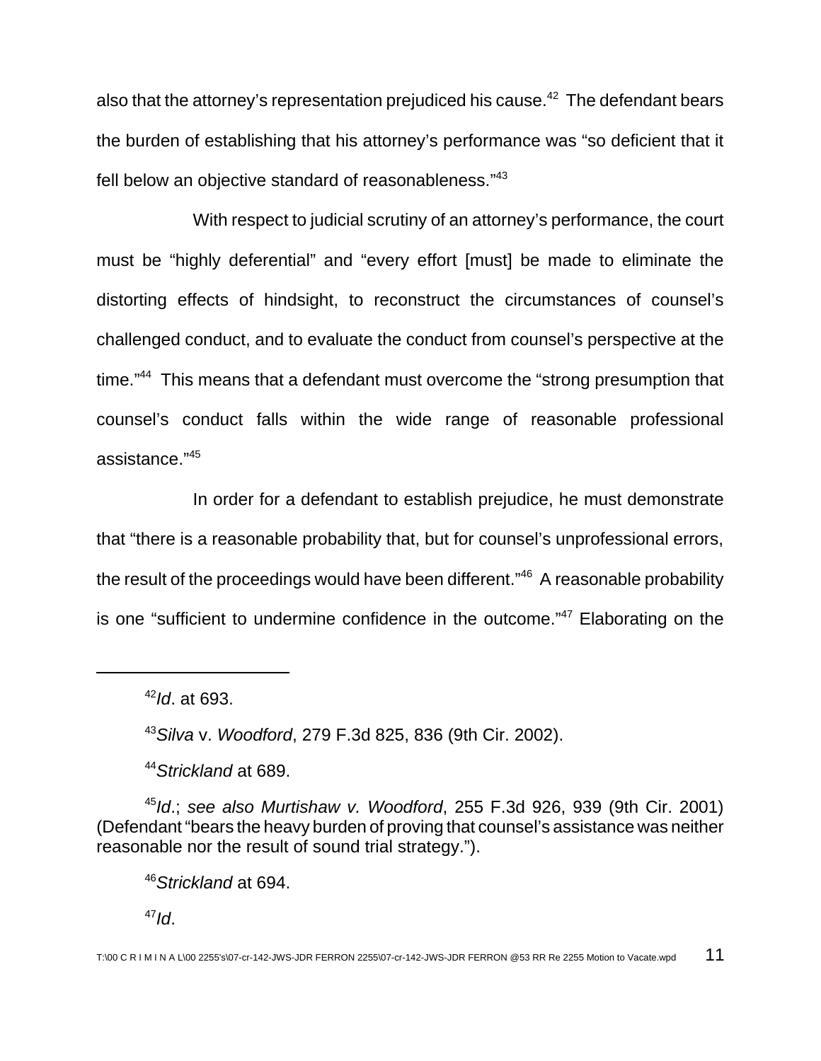also that the attorney's representation prejudiced his cause.[42] The defendant bears the burden of establishing that his attorney's performance was "so deficient that it fell below an objective standard of reasonableness."[43]

With respect to judicial scrutiny of an attorney's performance, the court must be "highly deferential" and "every effort [must] be made to eliminate the distorting effects of hindsight, to reconstruct the circumstances of counsel's challenged conduct, and to evaluate the conduct from counsel's perspective at the time."[44] This means that a defendant must overcome the "strong presumption that counsel's conduct falls within the wide range of reasonable professional assistance."[45]

In order for a defendant to establish prejudice, he must demonstrate that "there is a reasonable probability that, but for counsel's unprofessional errors, the result of the proceedings would have been different."[46] A reasonable probability is one "sufficient to undermine confidence in the outcome."[47] Elaborating on the

---

[42] *Id*. at 693.

[43] *Silva* v. *Woodford*, 279 F.3d 825, 836 (9th Cir. 2002).

[44] *Strickland* at 689.

[45] *Id*.; *see also Murtishaw v. Woodford*, 255 F.3d 926, 939 (9th Cir. 2001) (Defendant "bears the heavy burden of proving that counsel's assistance was neither reasonable nor the result of sound trial strategy.").

[46] *Strickland* at 694.

[47] *Id*.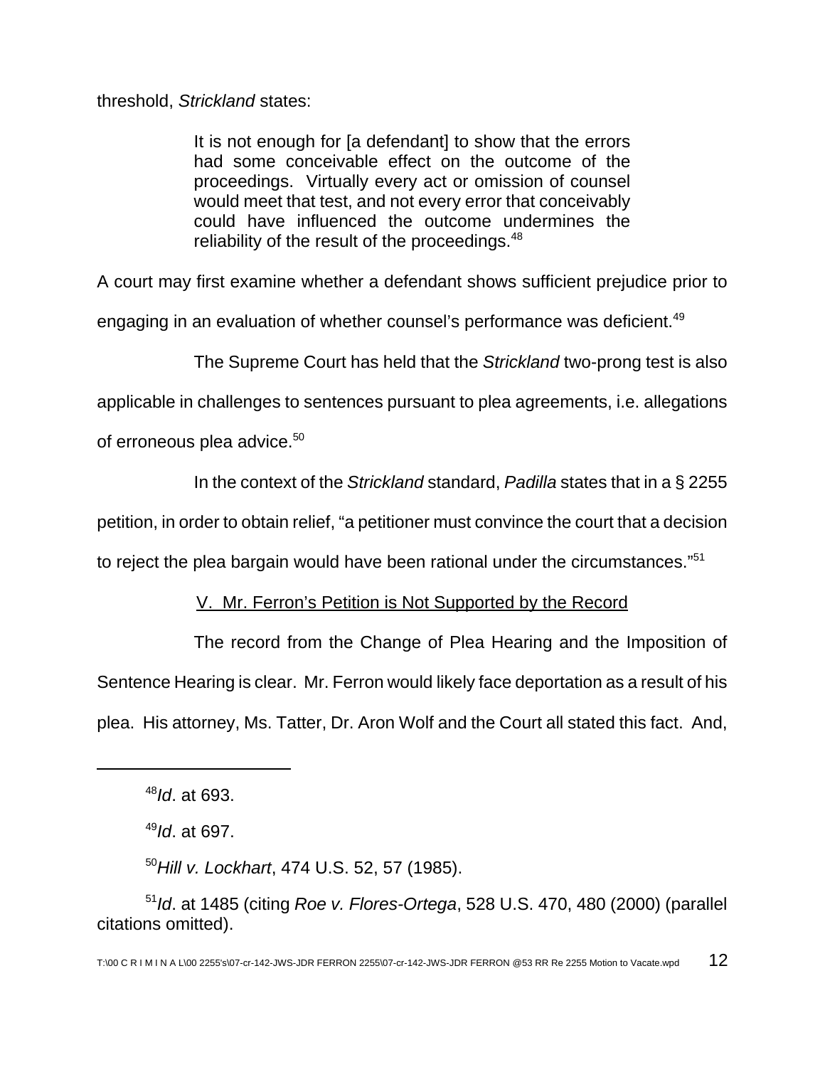threshold, *Strickland* states:

> It is not enough for [a defendant] to show that the errors had some conceivable effect on the outcome of the proceedings. Virtually every act or omission of counsel would meet that test, and not every error that conceivably could have influenced the outcome undermines the reliability of the result of the proceedings.[48]

A court may first examine whether a defendant shows sufficient prejudice prior to engaging in an evaluation of whether counsel's performance was deficient.[49]

The Supreme Court has held that the *Strickland* two-prong test is also applicable in challenges to sentences pursuant to plea agreements, i.e. allegations of erroneous plea advice.[50]

In the context of the *Strickland* standard, *Padilla* states that in a § 2255 petition, in order to obtain relief, "a petitioner must convince the court that a decision to reject the plea bargain would have been rational under the circumstances."[51]

V. Mr. Ferron's Petition is Not Supported by the Record

The record from the Change of Plea Hearing and the Imposition of Sentence Hearing is clear. Mr. Ferron would likely face deportation as a result of his plea. His attorney, Ms. Tatter, Dr. Aron Wolf and the Court all stated this fact. And,

---

[48] *Id*. at 693.

[49] *Id*. at 697.

[50] *Hill v. Lockhart*, 474 U.S. 52, 57 (1985).

[51] *Id*. at 1485 (citing *Roe v. Flores-Ortega*, 528 U.S. 470, 480 (2000) (parallel citations omitted).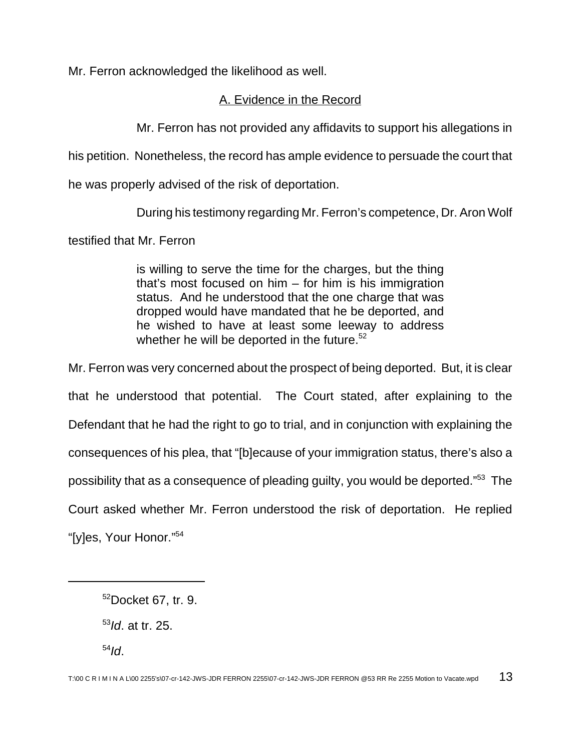Mr. Ferron acknowledged the likelihood as well.

## A. Evidence in the Record

Mr. Ferron has not provided any affidavits to support his allegations in his petition. Nonetheless, the record has ample evidence to persuade the court that he was properly advised of the risk of deportation.

During his testimony regarding Mr. Ferron's competence, Dr. Aron Wolf testified that Mr. Ferron

> is willing to serve the time for the charges, but the thing that's most focused on him – for him is his immigration status. And he understood that the one charge that was dropped would have mandated that he be deported, and he wished to have at least some leeway to address whether he will be deported in the future.[52]

Mr. Ferron was very concerned about the prospect of being deported. But, it is clear that he understood that potential. The Court stated, after explaining to the Defendant that he had the right to go to trial, and in conjunction with explaining the consequences of his plea, that "[b]ecause of your immigration status, there's also a possibility that as a consequence of pleading guilty, you would be deported."[53] The Court asked whether Mr. Ferron understood the risk of deportation. He replied "[y]es, Your Honor."[54]

---

[52]Docket 67, tr. 9.

[53]*Id*. at tr. 25.

[54]*Id*.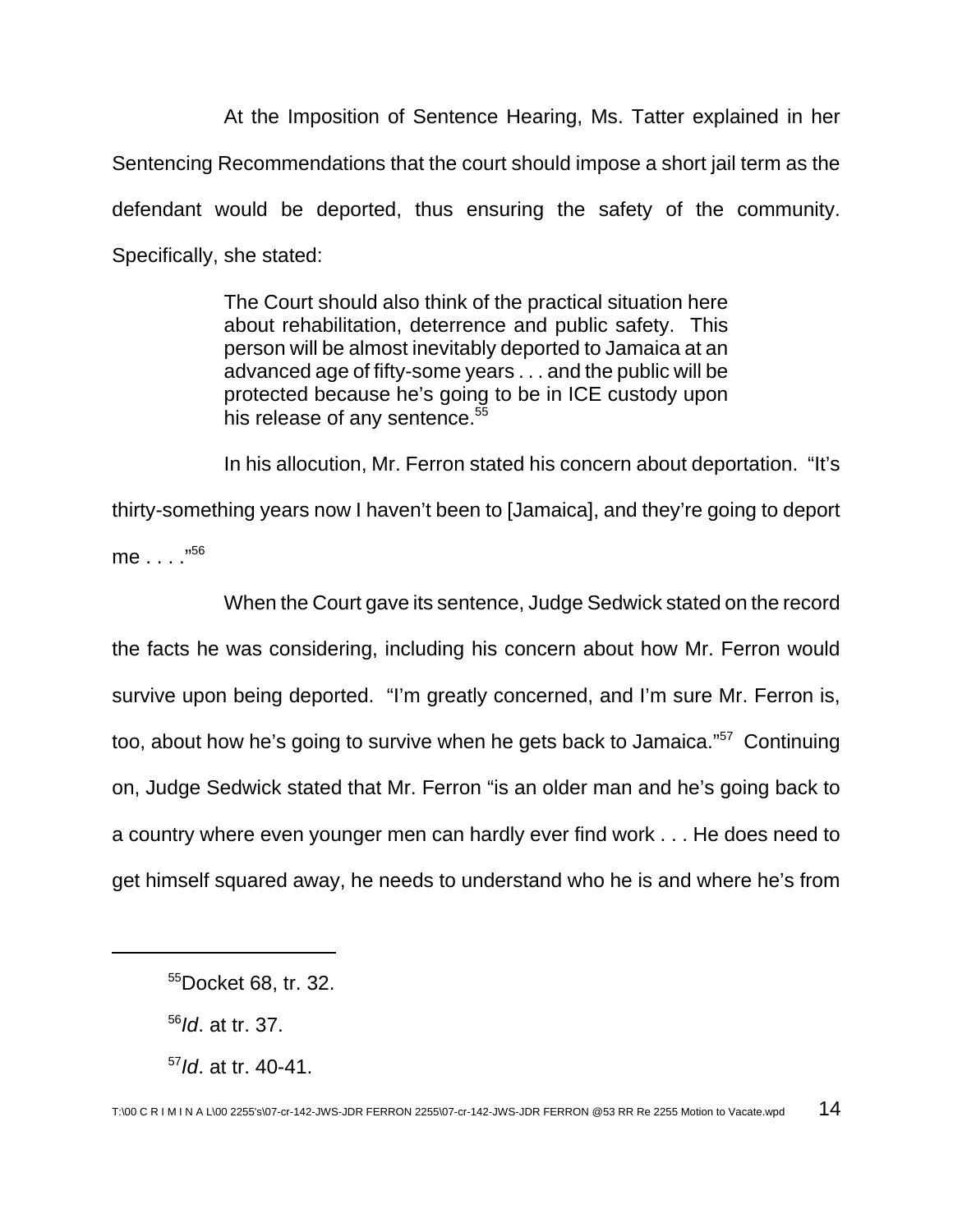At the Imposition of Sentence Hearing, Ms. Tatter explained in her Sentencing Recommendations that the court should impose a short jail term as the defendant would be deported, thus ensuring the safety of the community. Specifically, she stated:

> The Court should also think of the practical situation here about rehabilitation, deterrence and public safety. This person will be almost inevitably deported to Jamaica at an advanced age of fifty-some years . . . and the public will be protected because he's going to be in ICE custody upon his release of any sentence.[55]

In his allocution, Mr. Ferron stated his concern about deportation. "It's thirty-something years now I haven't been to [Jamaica], and they're going to deport me . . . ."[56]

When the Court gave its sentence, Judge Sedwick stated on the record the facts he was considering, including his concern about how Mr. Ferron would survive upon being deported. "I'm greatly concerned, and I'm sure Mr. Ferron is, too, about how he's going to survive when he gets back to Jamaica."[57] Continuing on, Judge Sedwick stated that Mr. Ferron "is an older man and he's going back to a country where even younger men can hardly ever find work . . . He does need to get himself squared away, he needs to understand who he is and where he's from

---

[55]Docket 68, tr. 32.

[56]*Id*. at tr. 37.

[57]*Id*. at tr. 40-41.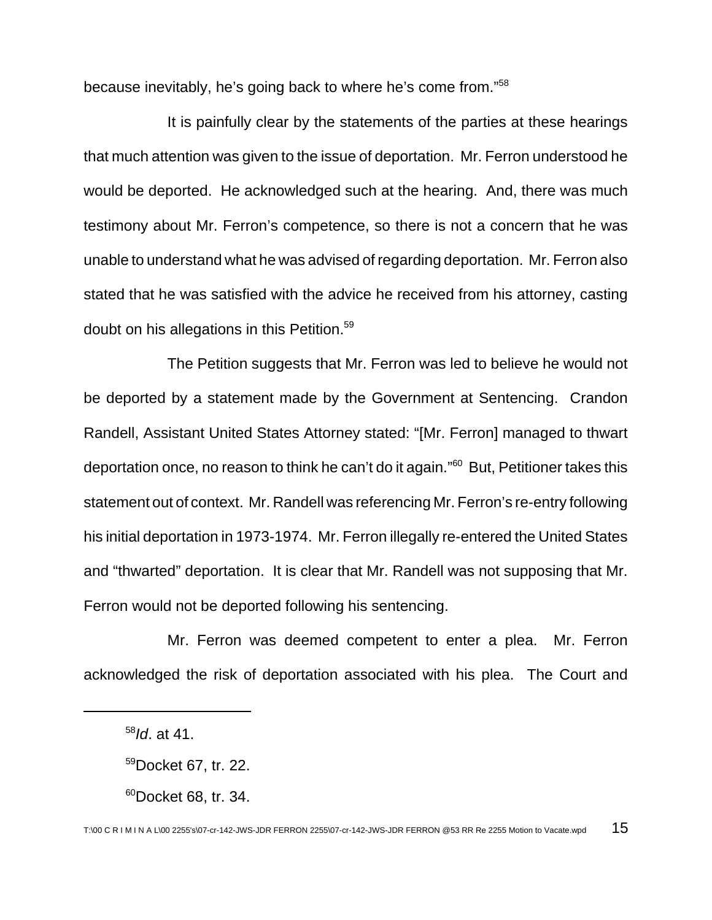because inevitably, he's going back to where he's come from."[58]

It is painfully clear by the statements of the parties at these hearings that much attention was given to the issue of deportation. Mr. Ferron understood he would be deported. He acknowledged such at the hearing. And, there was much testimony about Mr. Ferron's competence, so there is not a concern that he was unable to understand what he was advised of regarding deportation. Mr. Ferron also stated that he was satisfied with the advice he received from his attorney, casting doubt on his allegations in this Petition.[59]

The Petition suggests that Mr. Ferron was led to believe he would not be deported by a statement made by the Government at Sentencing. Crandon Randell, Assistant United States Attorney stated: "[Mr. Ferron] managed to thwart deportation once, no reason to think he can't do it again."[60] But, Petitioner takes this statement out of context. Mr. Randell was referencing Mr. Ferron's re-entry following his initial deportation in 1973-1974. Mr. Ferron illegally re-entered the United States and "thwarted" deportation. It is clear that Mr. Randell was not supposing that Mr. Ferron would not be deported following his sentencing.

Mr. Ferron was deemed competent to enter a plea. Mr. Ferron acknowledged the risk of deportation associated with his plea. The Court and

---

[58] *Id*. at 41.

[59] Docket 67, tr. 22.

[60] Docket 68, tr. 34.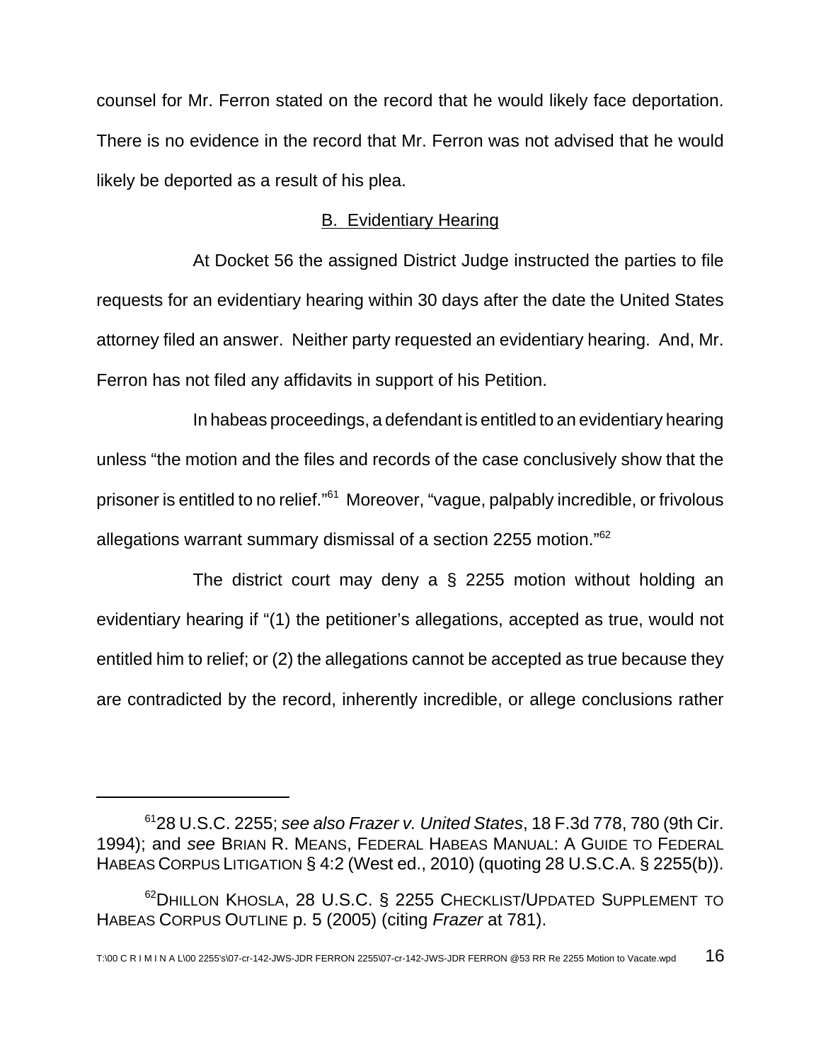counsel for Mr. Ferron stated on the record that he would likely face deportation. There is no evidence in the record that Mr. Ferron was not advised that he would likely be deported as a result of his plea.

## B. Evidentiary Hearing

At Docket 56 the assigned District Judge instructed the parties to file requests for an evidentiary hearing within 30 days after the date the United States attorney filed an answer. Neither party requested an evidentiary hearing. And, Mr. Ferron has not filed any affidavits in support of his Petition.

In habeas proceedings, a defendant is entitled to an evidentiary hearing unless "the motion and the files and records of the case conclusively show that the prisoner is entitled to no relief."[61] Moreover, "vague, palpably incredible, or frivolous allegations warrant summary dismissal of a section 2255 motion."[62]

The district court may deny a § 2255 motion without holding an evidentiary hearing if "(1) the petitioner's allegations, accepted as true, would not entitled him to relief; or (2) the allegations cannot be accepted as true because they are contradicted by the record, inherently incredible, or allege conclusions rather

---

[61] 28 U.S.C. 2255; *see also Frazer v. United States*, 18 F.3d 778, 780 (9th Cir. 1994); and *see* BRIAN R. MEANS, FEDERAL HABEAS MANUAL: A GUIDE TO FEDERAL HABEAS CORPUS LITIGATION § 4:2 (West ed., 2010) (quoting 28 U.S.C.A. § 2255(b)).

[62] DHILLON KHOSLA, 28 U.S.C. § 2255 CHECKLIST/UPDATED SUPPLEMENT TO HABEAS CORPUS OUTLINE p. 5 (2005) (citing *Frazer* at 781).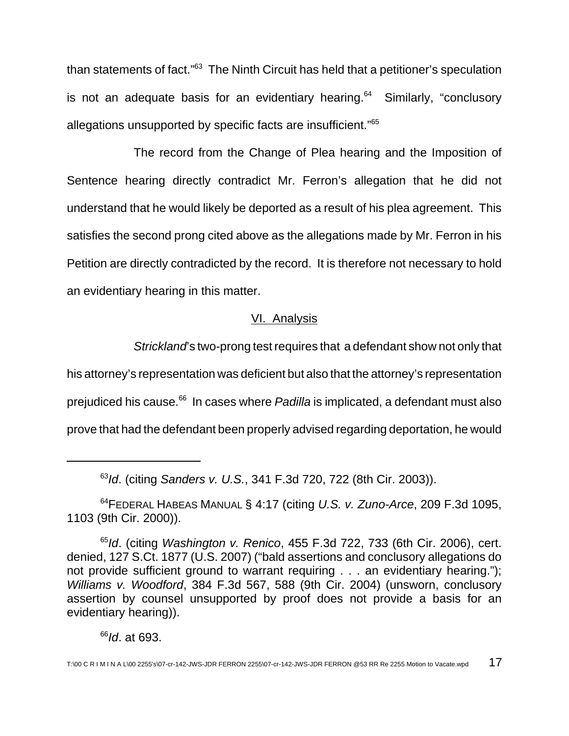than statements of fact."[63] The Ninth Circuit has held that a petitioner's speculation is not an adequate basis for an evidentiary hearing.[64] Similarly, "conclusory allegations unsupported by specific facts are insufficient."[65]

The record from the Change of Plea hearing and the Imposition of Sentence hearing directly contradict Mr. Ferron's allegation that he did not understand that he would likely be deported as a result of his plea agreement. This satisfies the second prong cited above as the allegations made by Mr. Ferron in his Petition are directly contradicted by the record. It is therefore not necessary to hold an evidentiary hearing in this matter.

## VI. Analysis

*Strickland*'s two-prong test requires that a defendant show not only that his attorney's representation was deficient but also that the attorney's representation prejudiced his cause.[66] In cases where *Padilla* is implicated, a defendant must also prove that had the defendant been properly advised regarding deportation, he would

---

[63] *Id*. (citing *Sanders v. U.S.*, 341 F.3d 720, 722 (8th Cir. 2003)).

[64] FEDERAL HABEAS MANUAL § 4:17 (citing *U.S. v. Zuno-Arce*, 209 F.3d 1095, 1103 (9th Cir. 2000)).

[65] *Id*. (citing *Washington v. Renico*, 455 F.3d 722, 733 (6th Cir. 2006), cert. denied, 127 S.Ct. 1877 (U.S. 2007) ("bald assertions and conclusory allegations do not provide sufficient ground to warrant requiring . . . an evidentiary hearing."); *Williams v. Woodford*, 384 F.3d 567, 588 (9th Cir. 2004) (unsworn, conclusory assertion by counsel unsupported by proof does not provide a basis for an evidentiary hearing)).

[66] *Id*. at 693.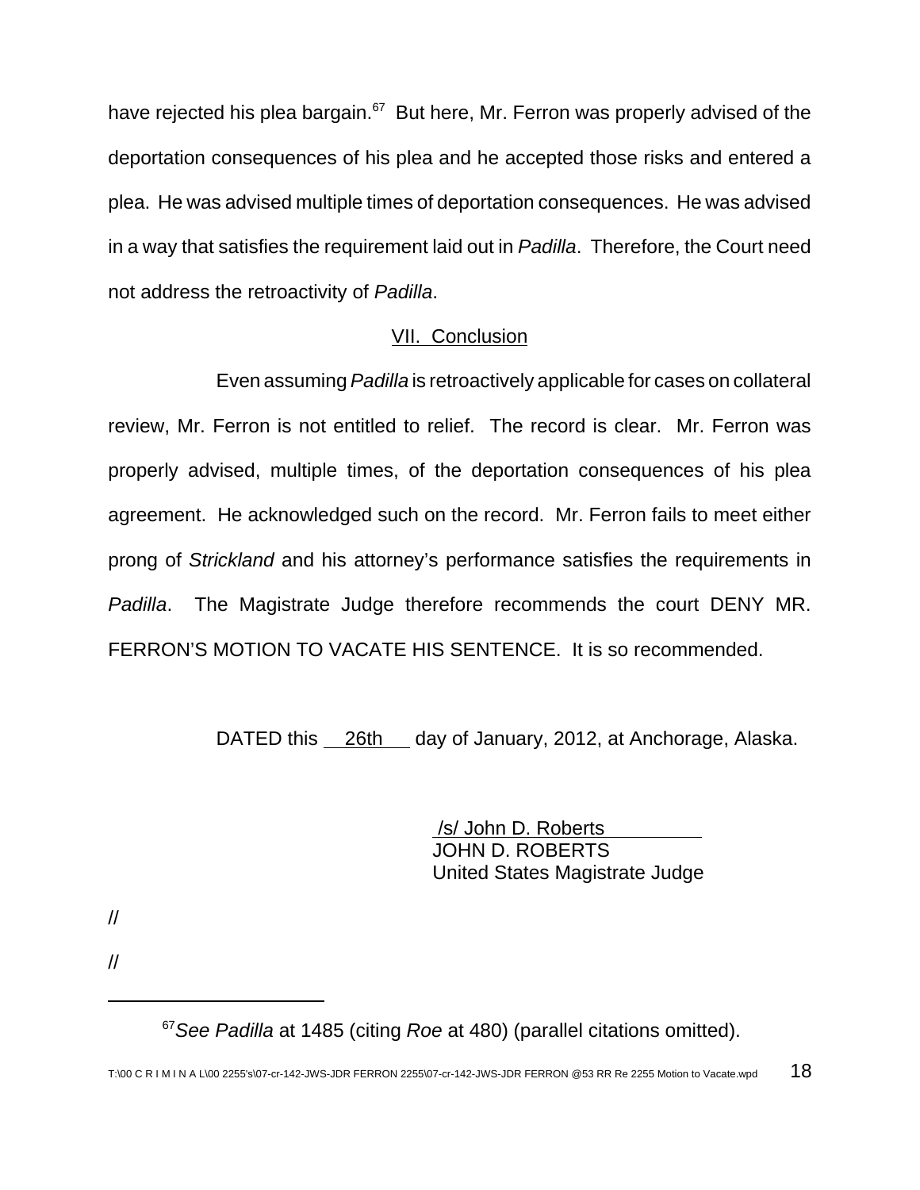have rejected his plea bargain.[67] But here, Mr. Ferron was properly advised of the deportation consequences of his plea and he accepted those risks and entered a plea. He was advised multiple times of deportation consequences. He was advised in a way that satisfies the requirement laid out in *Padilla*. Therefore, the Court need not address the retroactivity of *Padilla*.

## VII. Conclusion

Even assuming *Padilla* is retroactively applicable for cases on collateral review, Mr. Ferron is not entitled to relief. The record is clear. Mr. Ferron was properly advised, multiple times, of the deportation consequences of his plea agreement. He acknowledged such on the record. Mr. Ferron fails to meet either prong of *Strickland* and his attorney's performance satisfies the requirements in *Padilla*. The Magistrate Judge therefore recommends the court DENY MR. FERRON'S MOTION TO VACATE HIS SENTENCE. It is so recommended.

DATED this 26th day of January, 2012, at Anchorage, Alaska.

/s/ John D. Roberts
JOHN D. ROBERTS
United States Magistrate Judge

//

//

---

[67] *See Padilla* at 1485 (citing *Roe* at 480) (parallel citations omitted).

T:\00 C R I M I N A L\00 2255's\07-cr-142-JWS-JDR FERRON 2255\07-cr-142-JWS-JDR FERRON @53 RR Re 2255 Motion to Vacate.wpd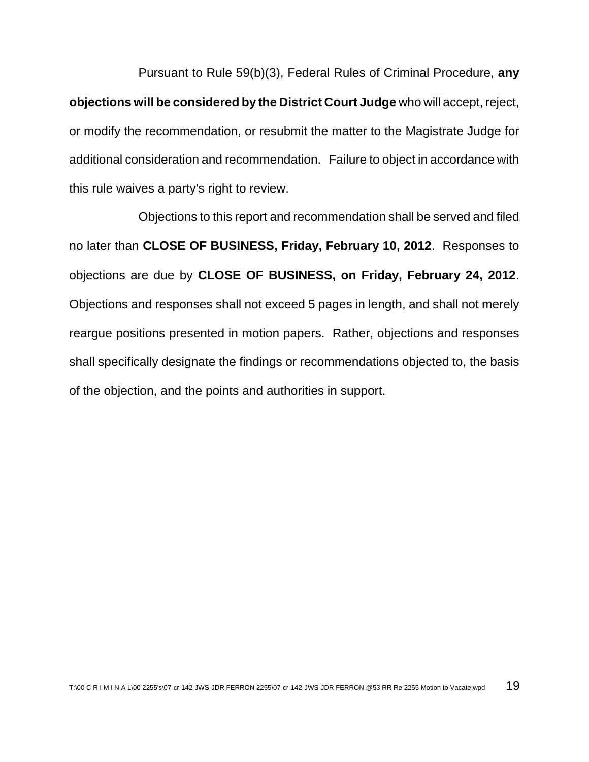Pursuant to Rule 59(b)(3), Federal Rules of Criminal Procedure, **any objections will be considered by the District Court Judge** who will accept, reject, or modify the recommendation, or resubmit the matter to the Magistrate Judge for additional consideration and recommendation. Failure to object in accordance with this rule waives a party's right to review.

Objections to this report and recommendation shall be served and filed no later than **CLOSE OF BUSINESS, Friday, February 10, 2012**. Responses to objections are due by **CLOSE OF BUSINESS, on Friday, February 24, 2012**. Objections and responses shall not exceed 5 pages in length, and shall not merely reargue positions presented in motion papers. Rather, objections and responses shall specifically designate the findings or recommendations objected to, the basis of the objection, and the points and authorities in support.

T:\00 C R I M I N A L\00 2255's\07-cr-142-JWS-JDR FERRON 2255\07-cr-142-JWS-JDR FERRON @53 RR Re 2255 Motion to Vacate.wpd